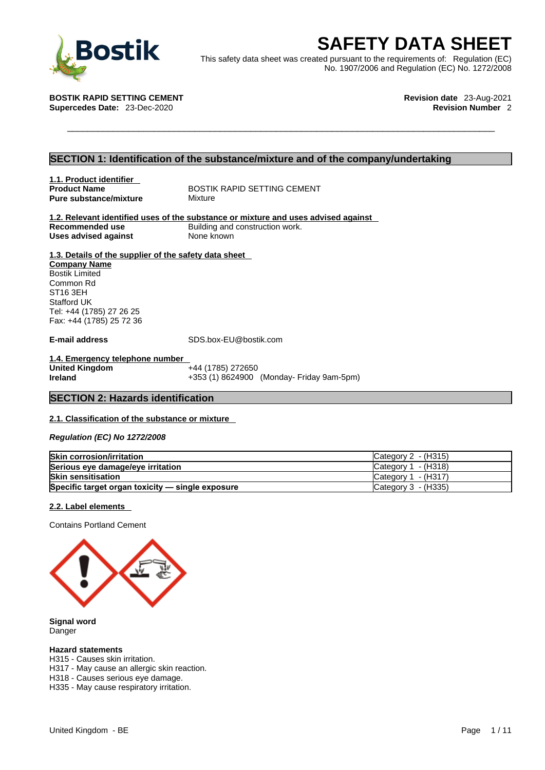# SAFETY DATA SHEET

This safety data sheet was created pursuant to the requirements of: Regulation (EC) No. 1907/2006 and Regulation (EC) No. 1272/2008

**BOSTIK RAPID SETTING CEMENT**
**Supercedes Date:** 23-Dec-2020

**Revision date** 23-Aug-2021
**Revision Number** 2

## SECTION 1: Identification of the substance/mixture and of the company/undertaking

### 1.1. Product identifier

**Product Name** BOSTIK RAPID SETTING CEMENT
**Pure substance/mixture** Mixture

### 1.2. Relevant identified uses of the substance or mixture and uses advised against

**Recommended use** Building and construction work.
**Uses advised against** None known

### 1.3. Details of the supplier of the safety data sheet

**Company Name**
Bostik Limited
Common Rd
ST16 3EH
Stafford UK
Tel: +44 (1785) 27 26 25
Fax: +44 (1785) 25 72 36

**E-mail address** SDS.box-EU@bostik.com

### 1.4. Emergency telephone number

**United Kingdom** +44 (1785) 272650
**Ireland** +353 (1) 8624900 (Monday- Friday 9am-5pm)

## SECTION 2: Hazards identification

### 2.1. Classification of the substance or mixture

***Regulation (EC) No 1272/2008***

| | |
|---|---|
| **Skin corrosion/irritation** | Category 2 - (H315) |
| **Serious eye damage/eye irritation** | Category 1 - (H318) |
| **Skin sensitisation** | Category 1 - (H317) |
| **Specific target organ toxicity — single exposure** | Category 3 - (H335) |

### 2.2. Label elements

Contains Portland Cement

**Signal word**
Danger

**Hazard statements**
H315 - Causes skin irritation.
H317 - May cause an allergic skin reaction.
H318 - Causes serious eye damage.
H335 - May cause respiratory irritation.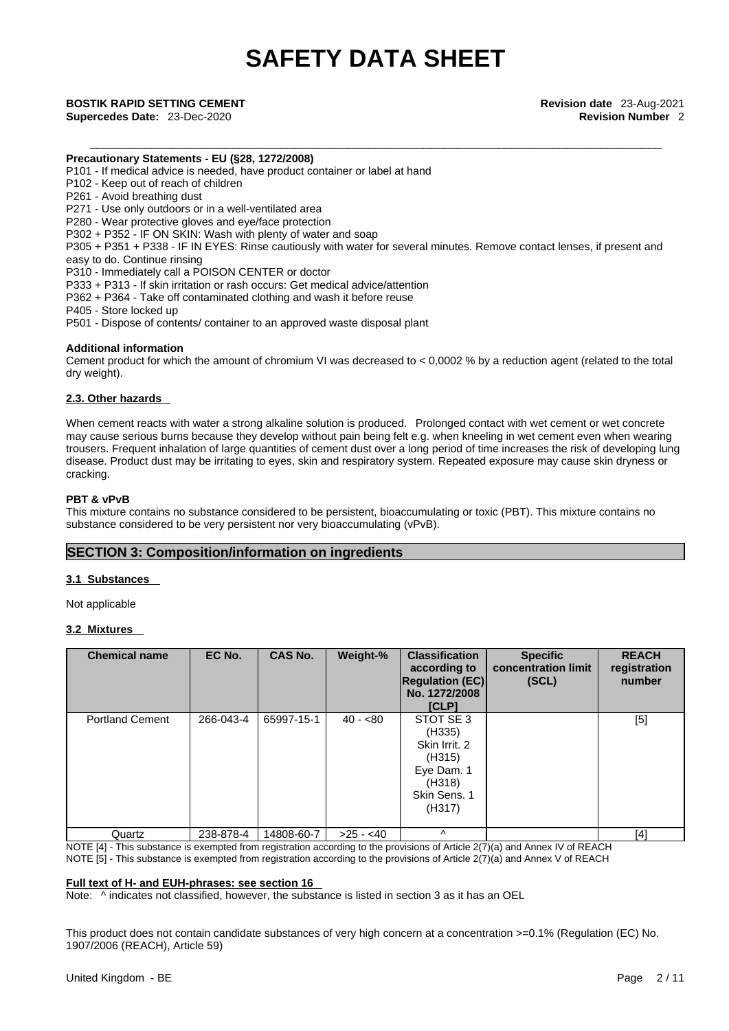**Precautionary Statements - EU (§28, 1272/2008)**

P101 - If medical advice is needed, have product container or label at hand
P102 - Keep out of reach of children
P261 - Avoid breathing dust
P271 - Use only outdoors or in a well-ventilated area
P280 - Wear protective gloves and eye/face protection
P302 + P352 - IF ON SKIN: Wash with plenty of water and soap
P305 + P351 + P338 - IF IN EYES: Rinse cautiously with water for several minutes. Remove contact lenses, if present and easy to do. Continue rinsing
P310 - Immediately call a POISON CENTER or doctor
P333 + P313 - If skin irritation or rash occurs: Get medical advice/attention
P362 + P364 - Take off contaminated clothing and wash it before reuse
P405 - Store locked up
P501 - Dispose of contents/ container to an approved waste disposal plant

**Additional information**

Cement product for which the amount of chromium VI was decreased to < 0,0002 % by a reduction agent (related to the total dry weight).

**2.3. Other hazards**

When cement reacts with water a strong alkaline solution is produced. Prolonged contact with wet cement or wet concrete may cause serious burns because they develop without pain being felt e.g. when kneeling in wet cement even when wearing trousers. Frequent inhalation of large quantities of cement dust over a long period of time increases the risk of developing lung disease. Product dust may be irritating to eyes, skin and respiratory system. Repeated exposure may cause skin dryness or cracking.

**PBT & vPvB**

This mixture contains no substance considered to be persistent, bioaccumulating or toxic (PBT). This mixture contains no substance considered to be very persistent nor very bioaccumulating (vPvB).

## SECTION 3: Composition/information on ingredients

**3.1 Substances**

Not applicable

**3.2 Mixtures**

| Chemical name | EC No. | CAS No. | Weight-% | Classification according to Regulation (EC) No. 1272/2008 [CLP] | Specific concentration limit (SCL) | REACH registration number |
|---|---|---|---|---|---|---|
| Portland Cement | 266-043-4 | 65997-15-1 | 40 - <80 | STOT SE 3 (H335) Skin Irrit. 2 (H315) Eye Dam. 1 (H318) Skin Sens. 1 (H317) | | [5] |
| Quartz | 238-878-4 | 14808-60-7 | >25 - <40 | ^ | | [4] |

NOTE [4] - This substance is exempted from registration according to the provisions of Article 2(7)(a) and Annex IV of REACH
NOTE [5] - This substance is exempted from registration according to the provisions of Article 2(7)(a) and Annex V of REACH

**Full text of H- and EUH-phrases: see section 16**

Note: ^ indicates not classified, however, the substance is listed in section 3 as it has an OEL

This product does not contain candidate substances of very high concern at a concentration >=0.1% (Regulation (EC) No. 1907/2006 (REACH), Article 59)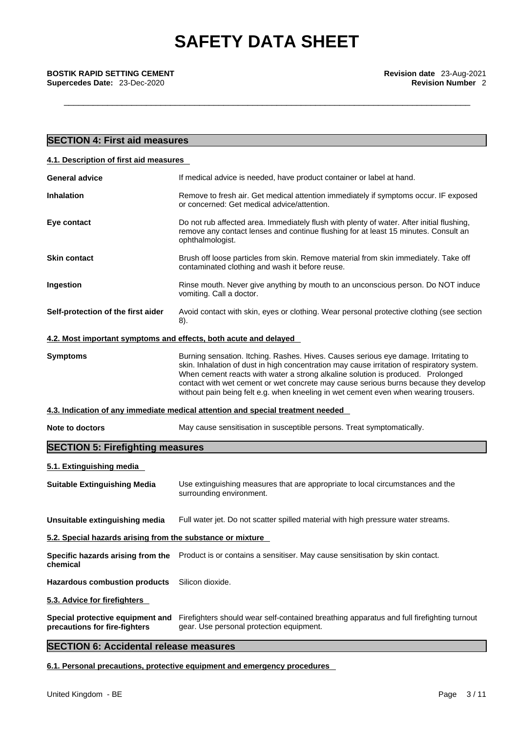## SECTION 4: First aid measures

### 4.1. Description of first aid measures

| | |
|---|---|
| **General advice** | If medical advice is needed, have product container or label at hand. |
| **Inhalation** | Remove to fresh air. Get medical attention immediately if symptoms occur. IF exposed or concerned: Get medical advice/attention. |
| **Eye contact** | Do not rub affected area. Immediately flush with plenty of water. After initial flushing, remove any contact lenses and continue flushing for at least 15 minutes. Consult an ophthalmologist. |
| **Skin contact** | Brush off loose particles from skin. Remove material from skin immediately. Take off contaminated clothing and wash it before reuse. |
| **Ingestion** | Rinse mouth. Never give anything by mouth to an unconscious person. Do NOT induce vomiting. Call a doctor. |
| **Self-protection of the first aider** | Avoid contact with skin, eyes or clothing. Wear personal protective clothing (see section 8). |

### 4.2. Most important symptoms and effects, both acute and delayed

| | |
|---|---|
| **Symptoms** | Burning sensation. Itching. Rashes. Hives. Causes serious eye damage. Irritating to skin. Inhalation of dust in high concentration may cause irritation of respiratory system. When cement reacts with water a strong alkaline solution is produced. Prolonged contact with wet cement or wet concrete may cause serious burns because they develop without pain being felt e.g. when kneeling in wet cement even when wearing trousers. |

### 4.3. Indication of any immediate medical attention and special treatment needed

| | |
|---|---|
| **Note to doctors** | May cause sensitisation in susceptible persons. Treat symptomatically. |

## SECTION 5: Firefighting measures

### 5.1. Extinguishing media

| | |
|---|---|
| **Suitable Extinguishing Media** | Use extinguishing measures that are appropriate to local circumstances and the surrounding environment. |
| **Unsuitable extinguishing media** | Full water jet. Do not scatter spilled material with high pressure water streams. |

### 5.2. Special hazards arising from the substance or mixture

| | |
|---|---|
| **Specific hazards arising from the chemical** | Product is or contains a sensitiser. May cause sensitisation by skin contact. |
| **Hazardous combustion products** | Silicon dioxide. |

### 5.3. Advice for firefighters

| | |
|---|---|
| **Special protective equipment and precautions for fire-fighters** | Firefighters should wear self-contained breathing apparatus and full firefighting turnout gear. Use personal protection equipment. |

## SECTION 6: Accidental release measures

### 6.1. Personal precautions, protective equipment and emergency procedures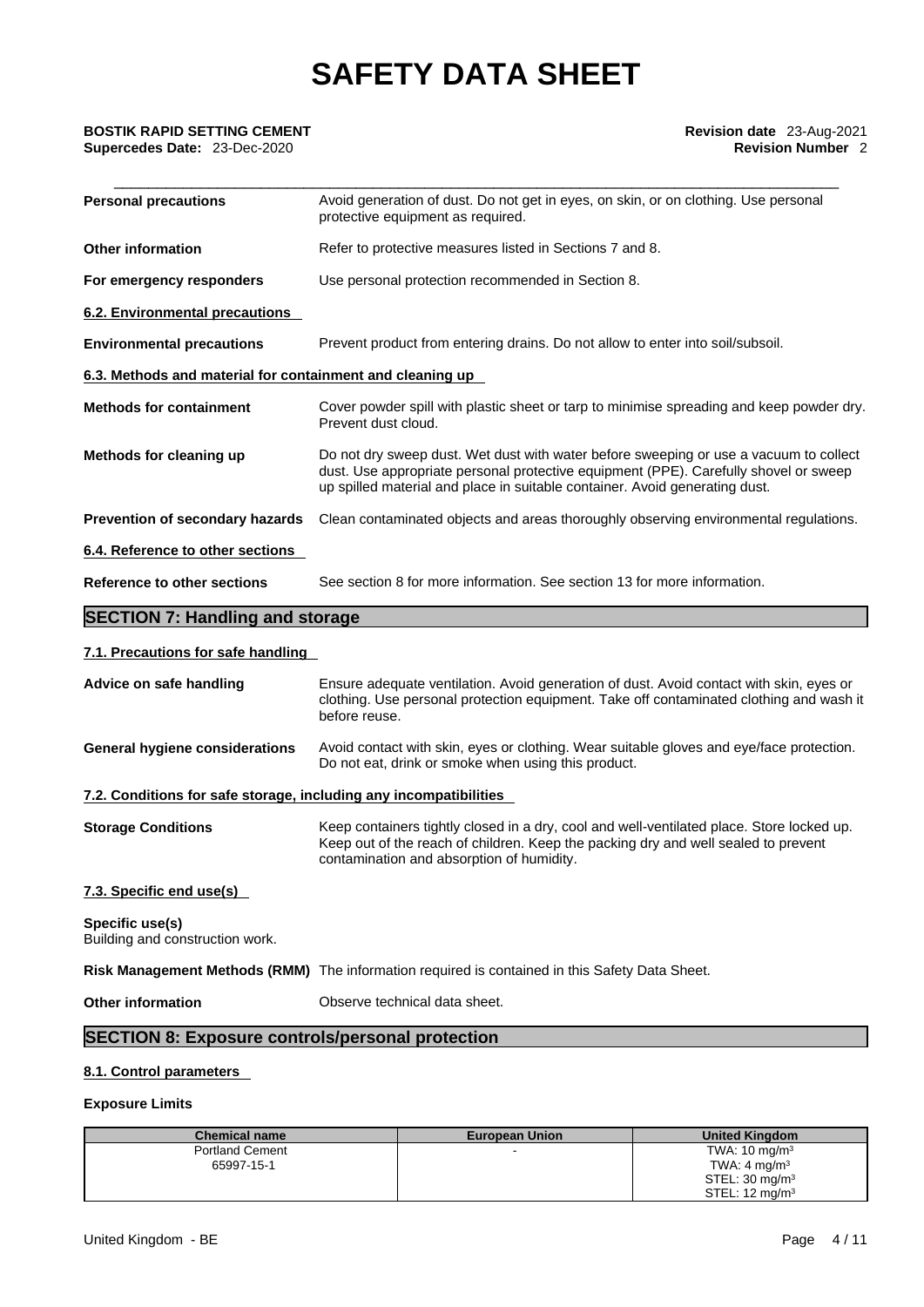| | |
|---|---|
| **Personal precautions** | Avoid generation of dust. Do not get in eyes, on skin, or on clothing. Use personal protective equipment as required. |
| **Other information** | Refer to protective measures listed in Sections 7 and 8. |
| **For emergency responders** | Use personal protection recommended in Section 8. |

**6.2. Environmental precautions**

| | |
|---|---|
| **Environmental precautions** | Prevent product from entering drains. Do not allow to enter into soil/subsoil. |

**6.3. Methods and material for containment and cleaning up**

| | |
|---|---|
| **Methods for containment** | Cover powder spill with plastic sheet or tarp to minimise spreading and keep powder dry. Prevent dust cloud. |
| **Methods for cleaning up** | Do not dry sweep dust. Wet dust with water before sweeping or use a vacuum to collect dust. Use appropriate personal protective equipment (PPE). Carefully shovel or sweep up spilled material and place in suitable container. Avoid generating dust. |
| **Prevention of secondary hazards** | Clean contaminated objects and areas thoroughly observing environmental regulations. |

**6.4. Reference to other sections**

| | |
|---|---|
| **Reference to other sections** | See section 8 for more information. See section 13 for more information. |

## SECTION 7: Handling and storage

**7.1. Precautions for safe handling**

| | |
|---|---|
| **Advice on safe handling** | Ensure adequate ventilation. Avoid generation of dust. Avoid contact with skin, eyes or clothing. Use personal protection equipment. Take off contaminated clothing and wash it before reuse. |
| **General hygiene considerations** | Avoid contact with skin, eyes or clothing. Wear suitable gloves and eye/face protection. Do not eat, drink or smoke when using this product. |

**7.2. Conditions for safe storage, including any incompatibilities**

| | |
|---|---|
| **Storage Conditions** | Keep containers tightly closed in a dry, cool and well-ventilated place. Store locked up. Keep out of the reach of children. Keep the packing dry and well sealed to prevent contamination and absorption of humidity. |

**7.3. Specific end use(s)**

**Specific use(s)**
Building and construction work.

**Risk Management Methods (RMM)** The information required is contained in this Safety Data Sheet.

**Other information** Observe technical data sheet.

## SECTION 8: Exposure controls/personal protection

**8.1. Control parameters**

**Exposure Limits**

| Chemical name | European Union | United Kingdom |
|---|---|---|
| Portland Cement<br>65997-15-1 | - | TWA: 10 mg/m³<br>TWA: 4 mg/m³<br>STEL: 30 mg/m³<br>STEL: 12 mg/m³ |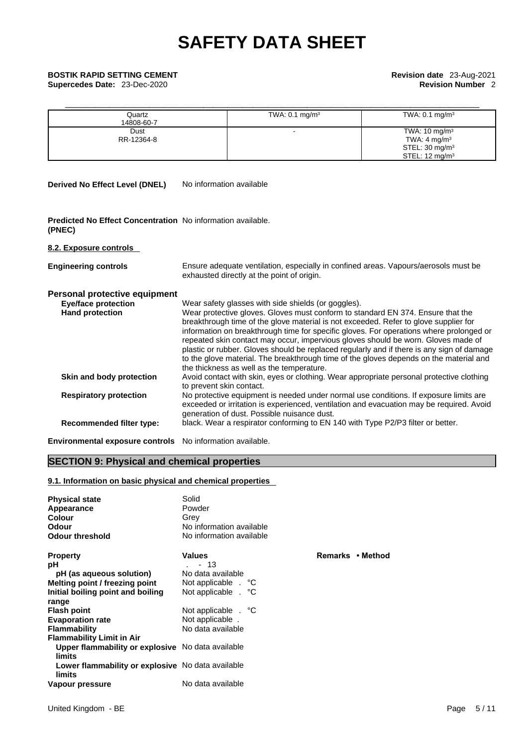| | | |
|---|---|---|
| Quartz<br>14808-60-7 | TWA: 0.1 mg/m³ | TWA: 0.1 mg/m³ |
| Dust<br>RR-12364-8 | - | TWA: 10 mg/m³<br>TWA: 4 mg/m³<br>STEL: 30 mg/m³<br>STEL: 12 mg/m³ |

**Derived No Effect Level (DNEL)** No information available

**Predicted No Effect Concentration (PNEC)** No information available.

**8.2. Exposure controls**

**Engineering controls** Ensure adequate ventilation, especially in confined areas. Vapours/aerosols must be exhausted directly at the point of origin.

**Personal protective equipment**

**Eye/face protection** Wear safety glasses with side shields (or goggles).

**Hand protection** Wear protective gloves. Gloves must conform to standard EN 374. Ensure that the breakthrough time of the glove material is not exceeded. Refer to glove supplier for information on breakthrough time for specific gloves. For operations where prolonged or repeated skin contact may occur, impervious gloves should be worn. Gloves made of plastic or rubber. Gloves should be replaced regularly and if there is any sign of damage to the glove material. The breakthrough time of the gloves depends on the material and the thickness as well as the temperature.

**Skin and body protection** Avoid contact with skin, eyes or clothing. Wear appropriate personal protective clothing to prevent skin contact.

**Respiratory protection** No protective equipment is needed under normal use conditions. If exposure limits are exceeded or irritation is experienced, ventilation and evacuation may be required. Avoid generation of dust. Possible nuisance dust.

**Recommended filter type:** black. Wear a respirator conforming to EN 140 with Type P2/P3 filter or better.

**Environmental exposure controls** No information available.

## SECTION 9: Physical and chemical properties

**9.1. Information on basic physical and chemical properties**

**Physical state** Solid
**Appearance** Powder
**Colour** Grey
**Odour** No information available
**Odour threshold** No information available

| Property | Values | Remarks • Method |
|---|---|---|
| pH | . - 13 | |
| pH (as aqueous solution) | No data available | |
| Melting point / freezing point | Not applicable . °C | |
| Initial boiling point and boiling range | Not applicable . °C | |
| Flash point | Not applicable . °C | |
| Evaporation rate | Not applicable . | |
| Flammability | No data available | |
| Flammability Limit in Air | | |
| Upper flammability or explosive limits | No data available | |
| Lower flammability or explosive limits | No data available | |
| Vapour pressure | No data available | |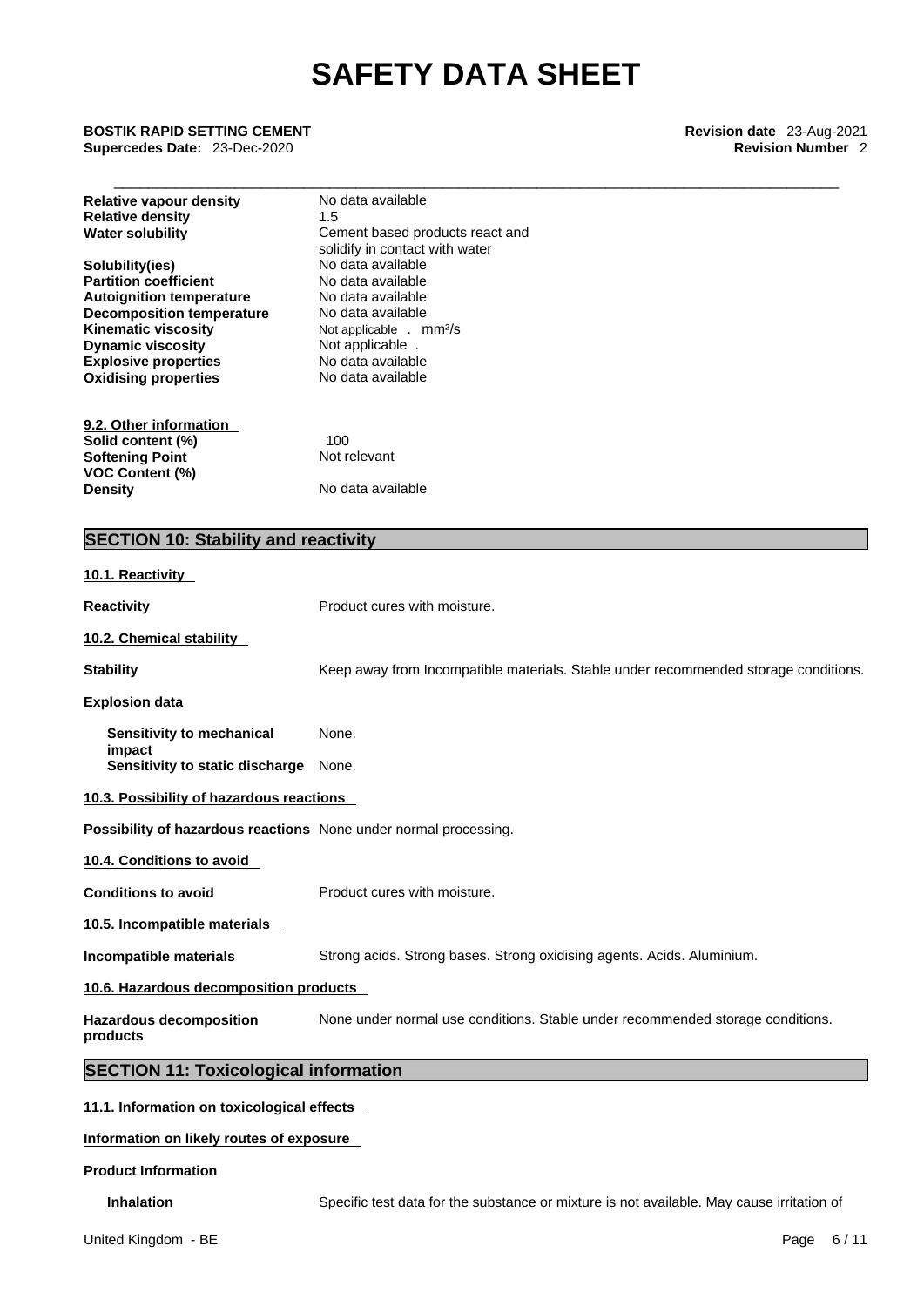| | |
|---|---|
| **Relative vapour density** | No data available |
| **Relative density** | 1.5 |
| **Water solubility** | Cement based products react and solidify in contact with water |
| **Solubility(ies)** | No data available |
| **Partition coefficient** | No data available |
| **Autoignition temperature** | No data available |
| **Decomposition temperature** | No data available |
| **Kinematic viscosity** | Not applicable . mm²/s |
| **Dynamic viscosity** | Not applicable . |
| **Explosive properties** | No data available |
| **Oxidising properties** | No data available |

**9.2. Other information**

| | |
|---|---|
| **Solid content (%)** | 100 |
| **Softening Point** | Not relevant |
| **VOC Content (%)** | |
| **Density** | No data available |

## SECTION 10: Stability and reactivity

**10.1. Reactivity**

**Reactivity** Product cures with moisture.

**10.2. Chemical stability**

**Stability** Keep away from Incompatible materials. Stable under recommended storage conditions.

**Explosion data**

**Sensitivity to mechanical impact** None.
**Sensitivity to static discharge** None.

**10.3. Possibility of hazardous reactions**

**Possibility of hazardous reactions** None under normal processing.

**10.4. Conditions to avoid**

**Conditions to avoid** Product cures with moisture.

**10.5. Incompatible materials**

**Incompatible materials** Strong acids. Strong bases. Strong oxidising agents. Acids. Aluminium.

**10.6. Hazardous decomposition products**

**Hazardous decomposition products** None under normal use conditions. Stable under recommended storage conditions.

## SECTION 11: Toxicological information

**11.1. Information on toxicological effects**

**Information on likely routes of exposure**

**Product Information**

**Inhalation** Specific test data for the substance or mixture is not available. May cause irritation of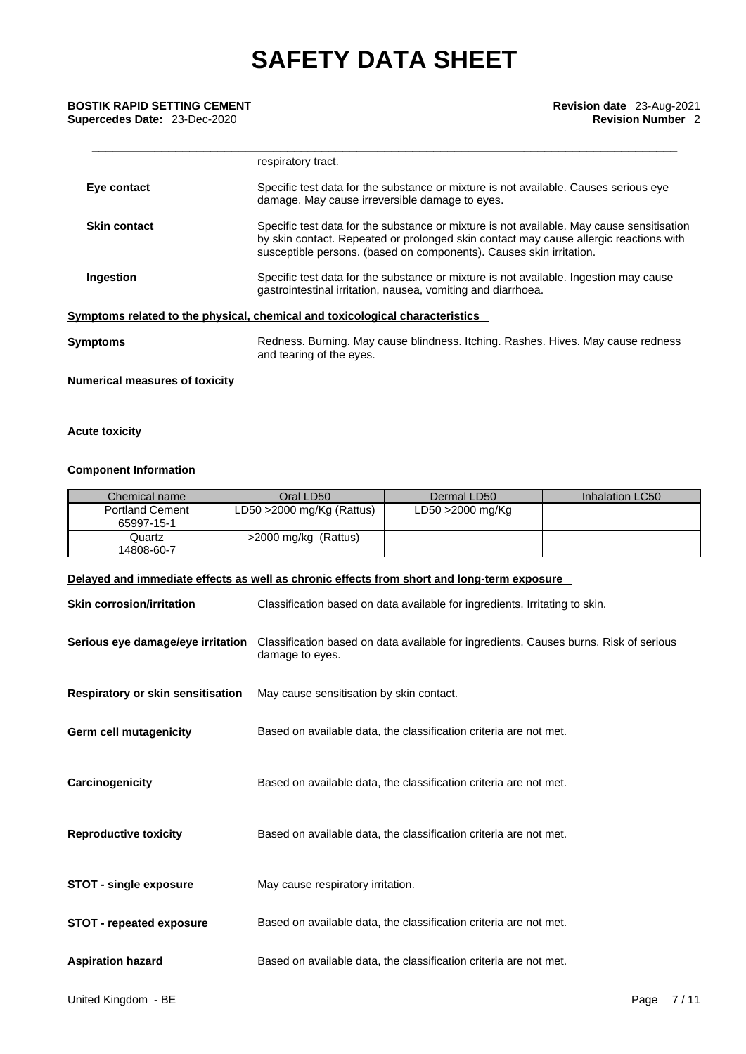respiratory tract.

**Eye contact** Specific test data for the substance or mixture is not available. Causes serious eye damage. May cause irreversible damage to eyes.

**Skin contact** Specific test data for the substance or mixture is not available. May cause sensitisation by skin contact. Repeated or prolonged skin contact may cause allergic reactions with susceptible persons. (based on components). Causes skin irritation.

**Ingestion** Specific test data for the substance or mixture is not available. Ingestion may cause gastrointestinal irritation, nausea, vomiting and diarrhoea.

**Symptoms related to the physical, chemical and toxicological characteristics**

**Symptoms** Redness. Burning. May cause blindness. Itching. Rashes. Hives. May cause redness and tearing of the eyes.

**Numerical measures of toxicity**

**Acute toxicity**

**Component Information**

| Chemical name | Oral LD50 | Dermal LD50 | Inhalation LC50 |
|---|---|---|---|
| Portland Cement 65997-15-1 | LD50 >2000 mg/Kg (Rattus) | LD50 >2000 mg/Kg | |
| Quartz 14808-60-7 | >2000 mg/kg (Rattus) | | |

**Delayed and immediate effects as well as chronic effects from short and long-term exposure**

**Skin corrosion/irritation** Classification based on data available for ingredients. Irritating to skin.

**Serious eye damage/eye irritation** Classification based on data available for ingredients. Causes burns. Risk of serious damage to eyes.

**Respiratory or skin sensitisation** May cause sensitisation by skin contact.

**Germ cell mutagenicity** Based on available data, the classification criteria are not met.

**Carcinogenicity** Based on available data, the classification criteria are not met.

**Reproductive toxicity** Based on available data, the classification criteria are not met.

**STOT - single exposure** May cause respiratory irritation.

**STOT - repeated exposure** Based on available data, the classification criteria are not met.

**Aspiration hazard** Based on available data, the classification criteria are not met.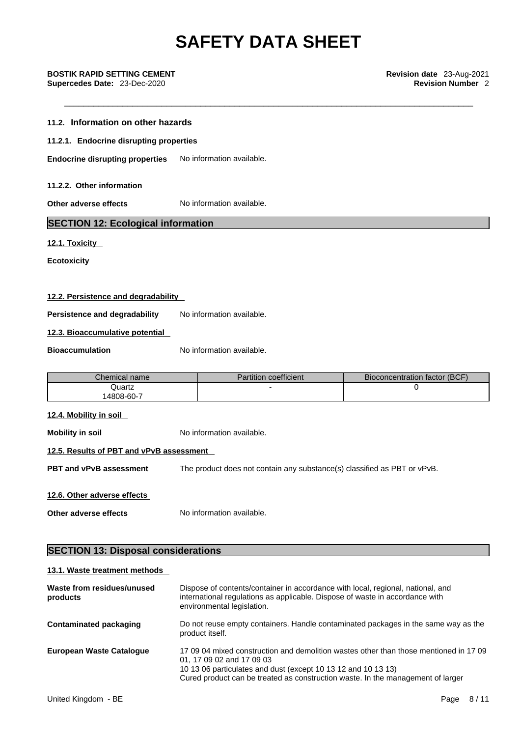### 11.2. Information on other hazards

#### 11.2.1. Endocrine disrupting properties

**Endocrine disrupting properties** No information available.

#### 11.2.2. Other information

**Other adverse effects** No information available.

## SECTION 12: Ecological information

### 12.1. Toxicity

**Ecotoxicity**

### 12.2. Persistence and degradability

**Persistence and degradability** No information available.

### 12.3. Bioaccumulative potential

**Bioaccumulation** No information available.

| Chemical name | Partition coefficient | Bioconcentration factor (BCF) |
|---|---|---|
| Quartz 14808-60-7 | - | 0 |

### 12.4. Mobility in soil

**Mobility in soil** No information available.

### 12.5. Results of PBT and vPvB assessment

**PBT and vPvB assessment** The product does not contain any substance(s) classified as PBT or vPvB.

### 12.6. Other adverse effects

**Other adverse effects** No information available.

## SECTION 13: Disposal considerations

### 13.1. Waste treatment methods

**Waste from residues/unused products** Dispose of contents/container in accordance with local, regional, national, and international regulations as applicable. Dispose of waste in accordance with environmental legislation.

**Contaminated packaging** Do not reuse empty containers. Handle contaminated packages in the same way as the product itself.

**European Waste Catalogue** 17 09 04 mixed construction and demolition wastes other than those mentioned in 17 09 01, 17 09 02 and 17 09 03
10 13 06 particulates and dust (except 10 13 12 and 10 13 13)
Cured product can be treated as construction waste. In the management of larger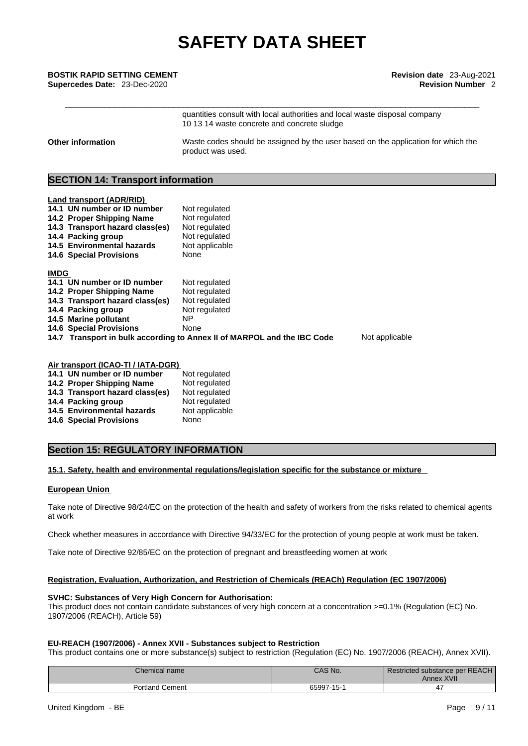| | |
|---|---|
| | quantities consult with local authorities and local waste disposal company<br>10 13 14 waste concrete and concrete sludge |
| **Other information** | Waste codes should be assigned by the user based on the application for which the product was used. |

## SECTION 14: Transport information

**Land transport (ADR/RID)**

| | |
|---|---|
| **14.1 UN number or ID number** | Not regulated |
| **14.2 Proper Shipping Name** | Not regulated |
| **14.3 Transport hazard class(es)** | Not regulated |
| **14.4 Packing group** | Not regulated |
| **14.5 Environmental hazards** | Not applicable |
| **14.6 Special Provisions** | None |

**IMDG**

| | |
|---|---|
| **14.1 UN number or ID number** | Not regulated |
| **14.2 Proper Shipping Name** | Not regulated |
| **14.3 Transport hazard class(es)** | Not regulated |
| **14.4 Packing group** | Not regulated |
| **14.5 Marine pollutant** | NP |
| **14.6 Special Provisions** | None |
| **14.7 Transport in bulk according to Annex II of MARPOL and the IBC Code** | Not applicable |

**Air transport (ICAO-TI / IATA-DGR)**

| | |
|---|---|
| **14.1 UN number or ID number** | Not regulated |
| **14.2 Proper Shipping Name** | Not regulated |
| **14.3 Transport hazard class(es)** | Not regulated |
| **14.4 Packing group** | Not regulated |
| **14.5 Environmental hazards** | Not applicable |
| **14.6 Special Provisions** | None |

## Section 15: REGULATORY INFORMATION

**15.1. Safety, health and environmental regulations/legislation specific for the substance or mixture**

**European Union**

Take note of Directive 98/24/EC on the protection of the health and safety of workers from the risks related to chemical agents at work

Check whether measures in accordance with Directive 94/33/EC for the protection of young people at work must be taken.

Take note of Directive 92/85/EC on the protection of pregnant and breastfeeding women at work

**Registration, Evaluation, Authorization, and Restriction of Chemicals (REACh) Regulation (EC 1907/2006)**

**SVHC: Substances of Very High Concern for Authorisation:**
This product does not contain candidate substances of very high concern at a concentration >=0.1% (Regulation (EC) No. 1907/2006 (REACH), Article 59)

**EU-REACH (1907/2006) - Annex XVII - Substances subject to Restriction**
This product contains one or more substance(s) subject to restriction (Regulation (EC) No. 1907/2006 (REACH), Annex XVII).

| Chemical name | CAS No. | Restricted substance per REACH Annex XVII |
|---|---|---|
| Portland Cement | 65997-15-1 | 47 |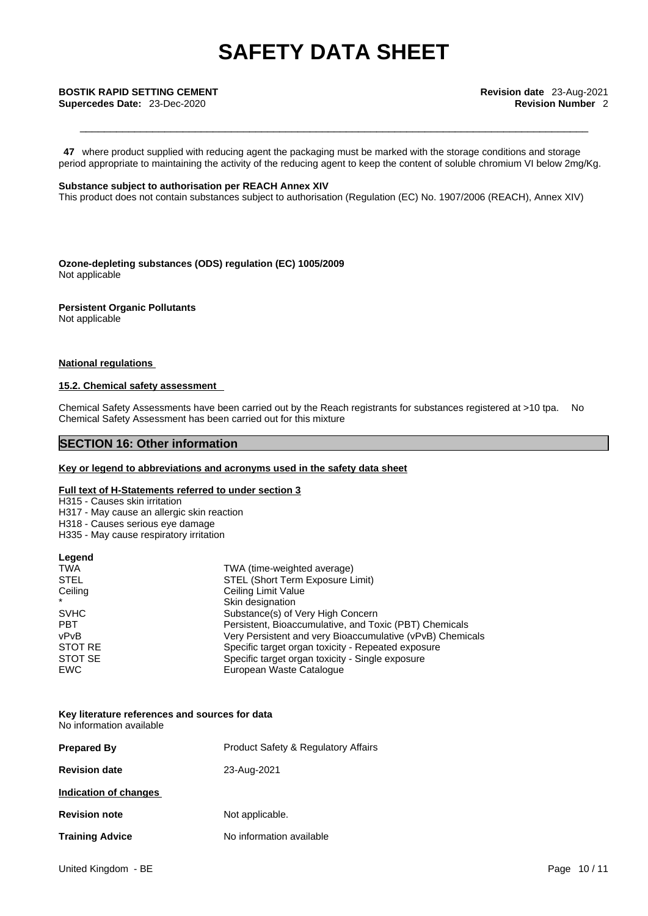**47** where product supplied with reducing agent the packaging must be marked with the storage conditions and storage period appropriate to maintaining the activity of the reducing agent to keep the content of soluble chromium VI below 2mg/Kg.

**Substance subject to authorisation per REACH Annex XIV**

This product does not contain substances subject to authorisation (Regulation (EC) No. 1907/2006 (REACH), Annex XIV)

**Ozone-depleting substances (ODS) regulation (EC) 1005/2009**

Not applicable

**Persistent Organic Pollutants**

Not applicable

**National regulations**

**15.2. Chemical safety assessment**

Chemical Safety Assessments have been carried out by the Reach registrants for substances registered at >10 tpa. No Chemical Safety Assessment has been carried out for this mixture

## SECTION 16: Other information

**Key or legend to abbreviations and acronyms used in the safety data sheet**

**Full text of H-Statements referred to under section 3**

H315 - Causes skin irritation
H317 - May cause an allergic skin reaction
H318 - Causes serious eye damage
H335 - May cause respiratory irritation

**Legend**

| | |
|---|---|
| TWA | TWA (time-weighted average) |
| STEL | STEL (Short Term Exposure Limit) |
| Ceiling | Ceiling Limit Value |
| * | Skin designation |
| SVHC | Substance(s) of Very High Concern |
| PBT | Persistent, Bioaccumulative, and Toxic (PBT) Chemicals |
| vPvB | Very Persistent and very Bioaccumulative (vPvB) Chemicals |
| STOT RE | Specific target organ toxicity - Repeated exposure |
| STOT SE | Specific target organ toxicity - Single exposure |
| EWC | European Waste Catalogue |

**Key literature references and sources for data**

No information available

**Prepared By** Product Safety & Regulatory Affairs

**Revision date** 23-Aug-2021

**Indication of changes**

**Revision note** Not applicable.

**Training Advice** No information available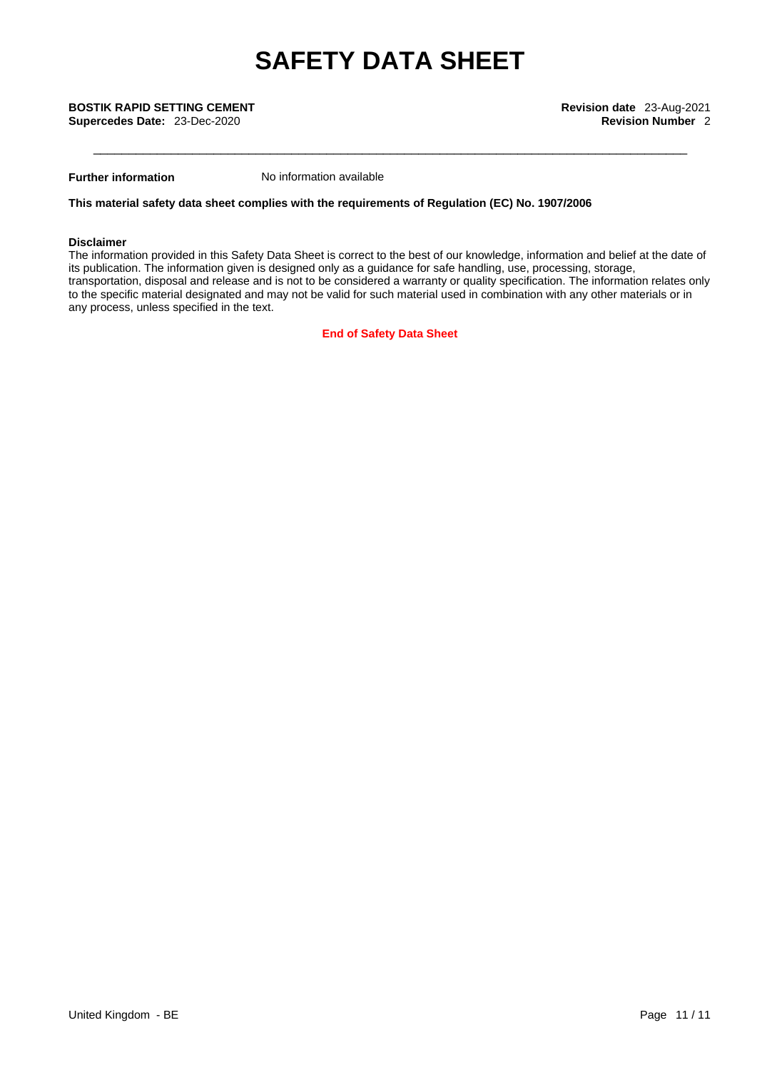**Further information** No information available

**This material safety data sheet complies with the requirements of Regulation (EC) No. 1907/2006**

**Disclaimer**

The information provided in this Safety Data Sheet is correct to the best of our knowledge, information and belief at the date of its publication. The information given is designed only as a guidance for safe handling, use, processing, storage, transportation, disposal and release and is not to be considered a warranty or quality specification. The information relates only to the specific material designated and may not be valid for such material used in combination with any other materials or in any process, unless specified in the text.

**End of Safety Data Sheet**